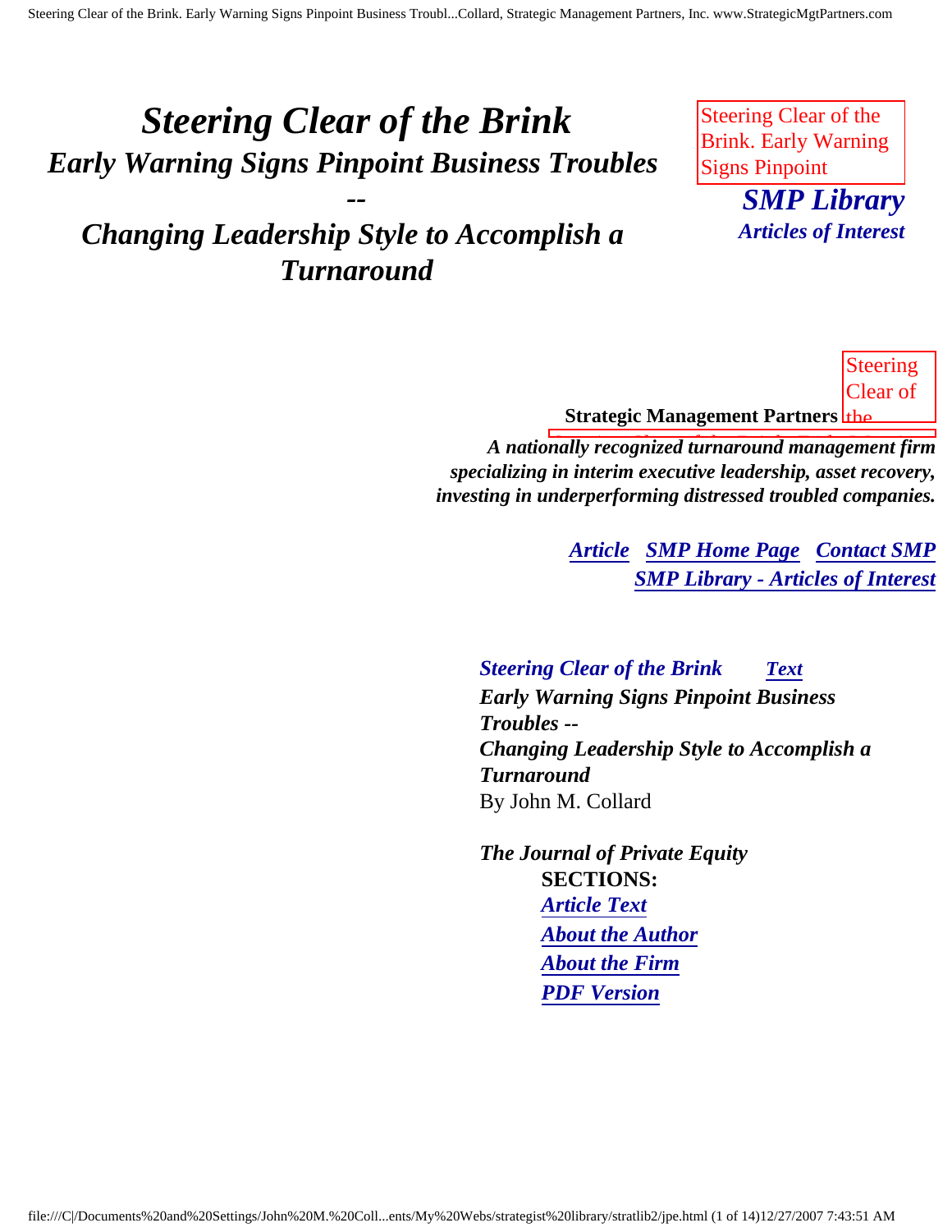# *Steering Clear of the Brink*

## *Early Warning Signs Pinpoint Business Troubles -- Changing Leadership Style to Accomplish a Turnaround*

**SMP Library**

***Articles of Interest***

**Strategic Management Partners**

***A nationally recognized turnaround management firm specializing in interim executive leadership, asset recovery, investing in underperforming distressed troubled companies.***

***Article*** ***SMP Home Page*** ***Contact SMP***
***SMP Library - Articles of Interest***

***Steering Clear of the Brink*** ***Text***
***Early Warning Signs Pinpoint Business Troubles --***
***Changing Leadership Style to Accomplish a Turnaround***
By John M. Collard

*The Journal of Private Equity*

**SECTIONS:**

- ***Article Text***
- ***About the Author***
- ***About the Firm***
- ***PDF Version***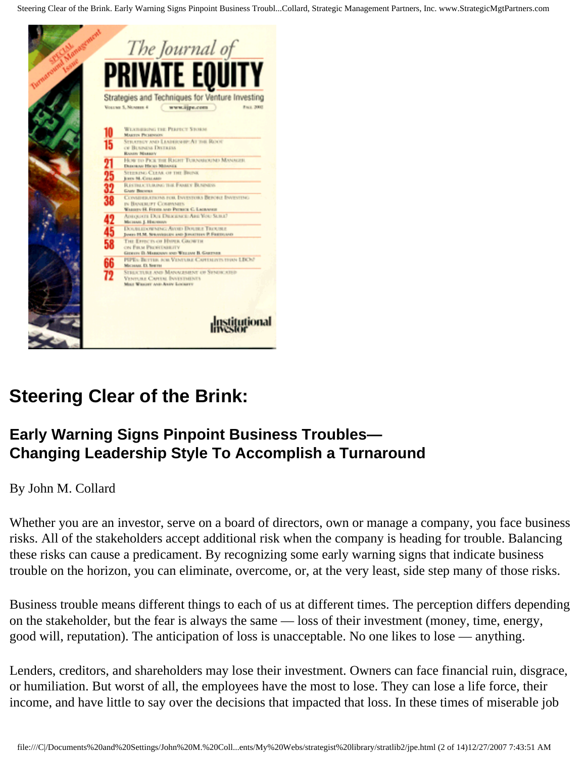## Steering Clear of the Brink:

### Early Warning Signs Pinpoint Business Troubles— Changing Leadership Style To Accomplish a Turnaround

By John M. Collard

Whether you are an investor, serve on a board of directors, own or manage a company, you face business risks. All of the stakeholders accept additional risk when the company is heading for trouble. Balancing these risks can cause a predicament. By recognizing some early warning signs that indicate business trouble on the horizon, you can eliminate, overcome, or, at the very least, side step many of those risks.

Business trouble means different things to each of us at different times. The perception differs depending on the stakeholder, but the fear is always the same — loss of their investment (money, time, energy, good will, reputation). The anticipation of loss is unacceptable. No one likes to lose — anything.

Lenders, creditors, and shareholders may lose their investment. Owners can face financial ruin, disgrace, or humiliation. But worst of all, the employees have the most to lose. They can lose a life force, their income, and have little to say over the decisions that impacted that loss. In these times of miserable job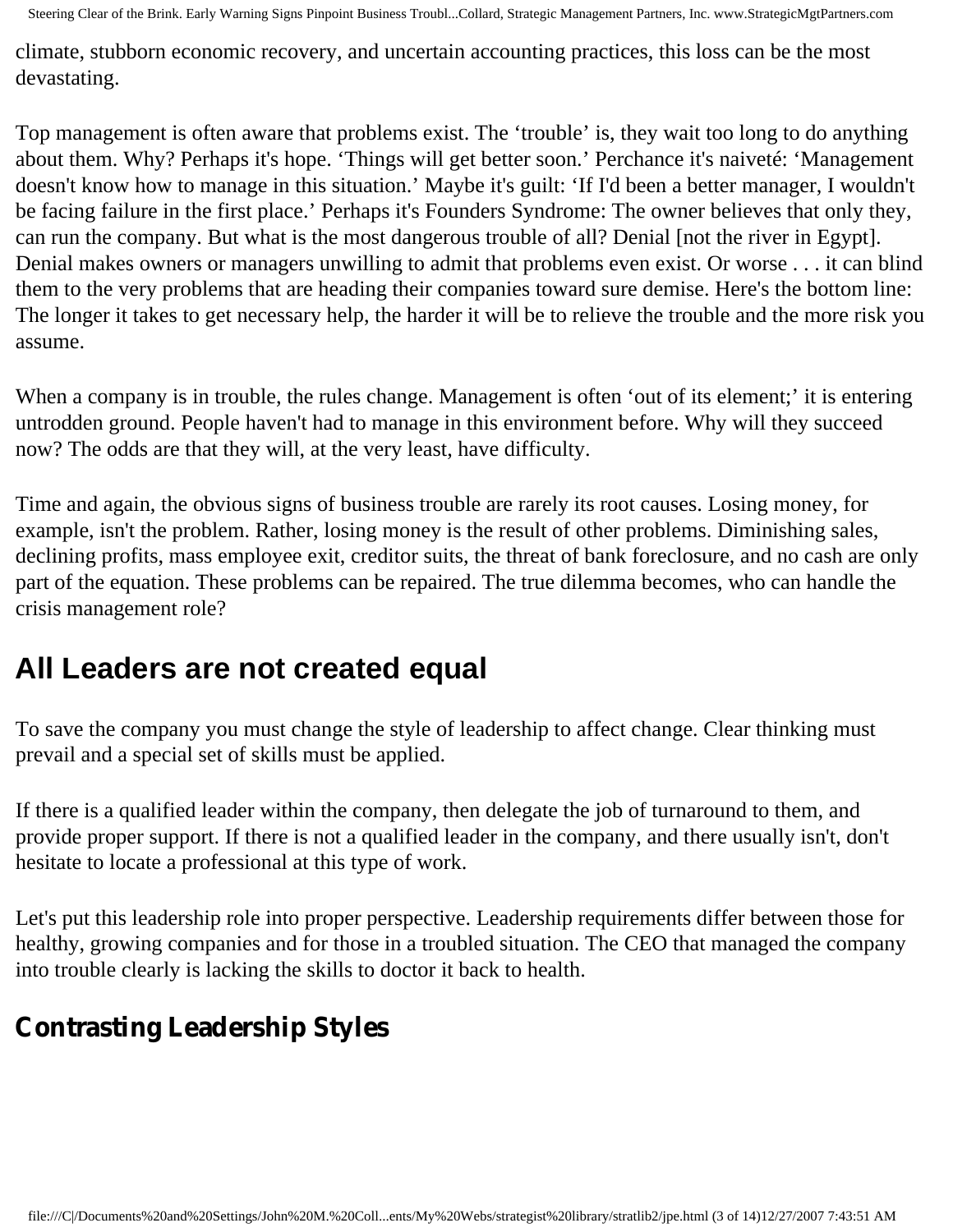climate, stubborn economic recovery, and uncertain accounting practices, this loss can be the most devastating.

Top management is often aware that problems exist. The ‘trouble’ is, they wait too long to do anything about them. Why? Perhaps it's hope. ‘Things will get better soon.’ Perchance it's naiveté: ‘Management doesn't know how to manage in this situation.’ Maybe it's guilt: ‘If I'd been a better manager, I wouldn't be facing failure in the first place.’ Perhaps it's Founders Syndrome: The owner believes that only they, can run the company. But what is the most dangerous trouble of all? Denial [not the river in Egypt]. Denial makes owners or managers unwilling to admit that problems even exist. Or worse . . . it can blind them to the very problems that are heading their companies toward sure demise. Here's the bottom line: The longer it takes to get necessary help, the harder it will be to relieve the trouble and the more risk you assume.

When a company is in trouble, the rules change. Management is often ‘out of its element;’ it is entering untrodden ground. People haven't had to manage in this environment before. Why will they succeed now? The odds are that they will, at the very least, have difficulty.

Time and again, the obvious signs of business trouble are rarely its root causes. Losing money, for example, isn't the problem. Rather, losing money is the result of other problems. Diminishing sales, declining profits, mass employee exit, creditor suits, the threat of bank foreclosure, and no cash are only part of the equation. These problems can be repaired. The true dilemma becomes, who can handle the crisis management role?

## All Leaders are not created equal

To save the company you must change the style of leadership to affect change. Clear thinking must prevail and a special set of skills must be applied.

If there is a qualified leader within the company, then delegate the job of turnaround to them, and provide proper support. If there is not a qualified leader in the company, and there usually isn't, don't hesitate to locate a professional at this type of work.

Let's put this leadership role into proper perspective. Leadership requirements differ between those for healthy, growing companies and for those in a troubled situation. The CEO that managed the company into trouble clearly is lacking the skills to doctor it back to health.

### Contrasting Leadership Styles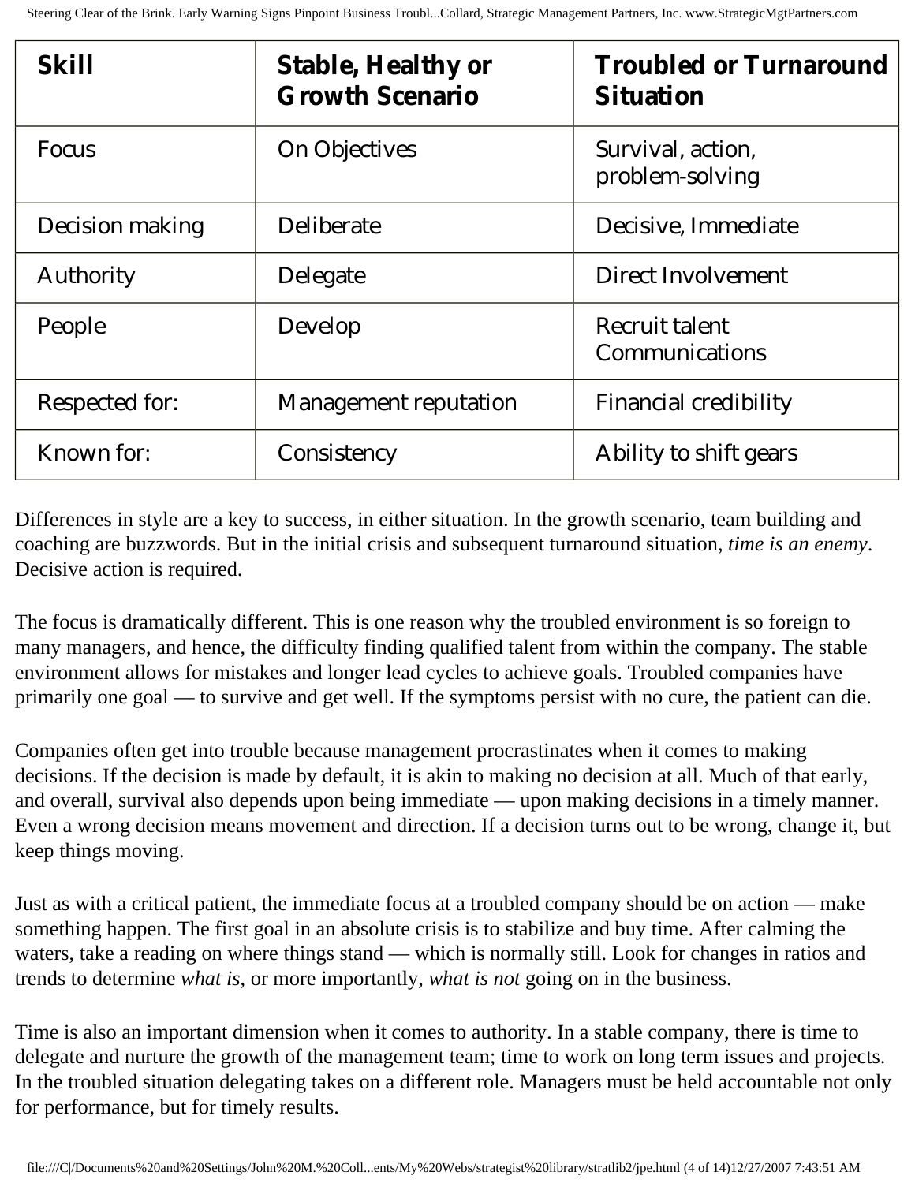| Skill | Stable, Healthy or Growth Scenario | Troubled or Turnaround Situation |
|---|---|---|
| Focus | On Objectives | Survival, action, problem-solving |
| Decision making | Deliberate | Decisive, Immediate |
| Authority | Delegate | Direct Involvement |
| People | Develop | Recruit talent Communications |
| Respected for: | Management reputation | Financial credibility |
| Known for: | Consistency | Ability to shift gears |

Differences in style are a key to success, in either situation. In the growth scenario, team building and coaching are buzzwords. But in the initial crisis and subsequent turnaround situation, *time is an enemy*. Decisive action is required.

The focus is dramatically different. This is one reason why the troubled environment is so foreign to many managers, and hence, the difficulty finding qualified talent from within the company. The stable environment allows for mistakes and longer lead cycles to achieve goals. Troubled companies have primarily one goal — to survive and get well. If the symptoms persist with no cure, the patient can die.

Companies often get into trouble because management procrastinates when it comes to making decisions. If the decision is made by default, it is akin to making no decision at all. Much of that early, and overall, survival also depends upon being immediate — upon making decisions in a timely manner. Even a wrong decision means movement and direction. If a decision turns out to be wrong, change it, but keep things moving.

Just as with a critical patient, the immediate focus at a troubled company should be on action — make something happen. The first goal in an absolute crisis is to stabilize and buy time. After calming the waters, take a reading on where things stand — which is normally still. Look for changes in ratios and trends to determine *what is*, or more importantly, *what is not* going on in the business.

Time is also an important dimension when it comes to authority. In a stable company, there is time to delegate and nurture the growth of the management team; time to work on long term issues and projects. In the troubled situation delegating takes on a different role. Managers must be held accountable not only for performance, but for timely results.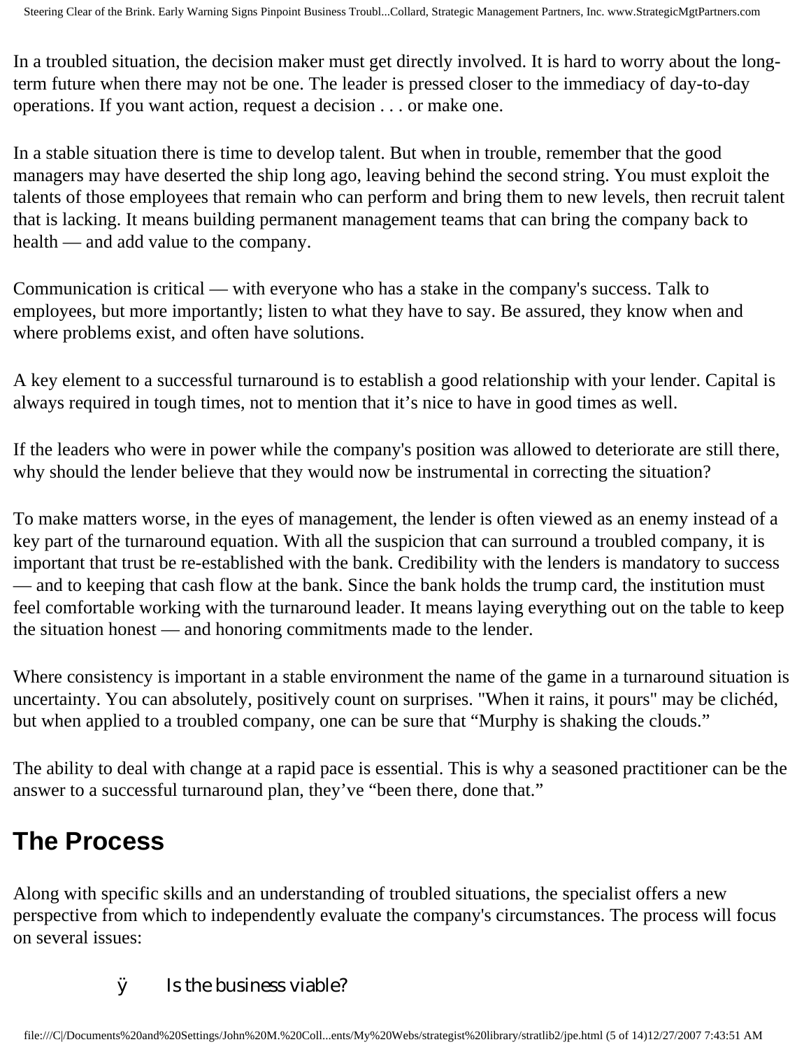In a troubled situation, the decision maker must get directly involved. It is hard to worry about the long-term future when there may not be one. The leader is pressed closer to the immediacy of day-to-day operations. If you want action, request a decision . . . or make one.

In a stable situation there is time to develop talent. But when in trouble, remember that the good managers may have deserted the ship long ago, leaving behind the second string. You must exploit the talents of those employees that remain who can perform and bring them to new levels, then recruit talent that is lacking. It means building permanent management teams that can bring the company back to health — and add value to the company.

Communication is critical — with everyone who has a stake in the company's success. Talk to employees, but more importantly; listen to what they have to say. Be assured, they know when and where problems exist, and often have solutions.

A key element to a successful turnaround is to establish a good relationship with your lender. Capital is always required in tough times, not to mention that it's nice to have in good times as well.

If the leaders who were in power while the company's position was allowed to deteriorate are still there, why should the lender believe that they would now be instrumental in correcting the situation?

To make matters worse, in the eyes of management, the lender is often viewed as an enemy instead of a key part of the turnaround equation. With all the suspicion that can surround a troubled company, it is important that trust be re-established with the bank. Credibility with the lenders is mandatory to success — and to keeping that cash flow at the bank. Since the bank holds the trump card, the institution must feel comfortable working with the turnaround leader. It means laying everything out on the table to keep the situation honest — and honoring commitments made to the lender.

Where consistency is important in a stable environment the name of the game in a turnaround situation is uncertainty. You can absolutely, positively count on surprises. "When it rains, it pours" may be clichéd, but when applied to a troubled company, one can be sure that "Murphy is shaking the clouds."

The ability to deal with change at a rapid pace is essential. This is why a seasoned practitioner can be the answer to a successful turnaround plan, they've "been there, done that."

## The Process

Along with specific skills and an understanding of troubled situations, the specialist offers a new perspective from which to independently evaluate the company's circumstances. The process will focus on several issues:

- Is the business viable?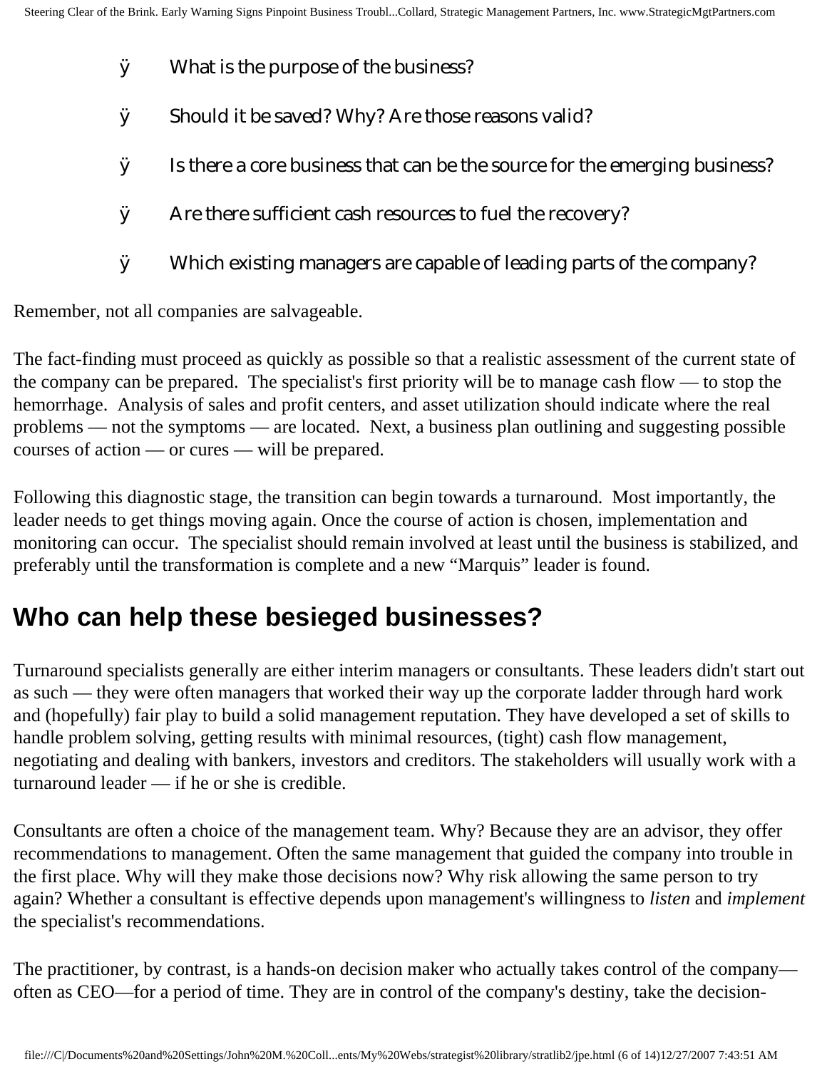- What is the purpose of the business?
- Should it be saved? Why? Are those reasons valid?
- Is there a core business that can be the source for the emerging business?
- Are there sufficient cash resources to fuel the recovery?
- Which existing managers are capable of leading parts of the company?

Remember, not all companies are salvageable.

The fact-finding must proceed as quickly as possible so that a realistic assessment of the current state of the company can be prepared. The specialist's first priority will be to manage cash flow — to stop the hemorrhage. Analysis of sales and profit centers, and asset utilization should indicate where the real problems — not the symptoms — are located. Next, a business plan outlining and suggesting possible courses of action — or cures — will be prepared.

Following this diagnostic stage, the transition can begin towards a turnaround. Most importantly, the leader needs to get things moving again. Once the course of action is chosen, implementation and monitoring can occur. The specialist should remain involved at least until the business is stabilized, and preferably until the transformation is complete and a new "Marquis" leader is found.

## Who can help these besieged businesses?

Turnaround specialists generally are either interim managers or consultants. These leaders didn't start out as such — they were often managers that worked their way up the corporate ladder through hard work and (hopefully) fair play to build a solid management reputation. They have developed a set of skills to handle problem solving, getting results with minimal resources, (tight) cash flow management, negotiating and dealing with bankers, investors and creditors. The stakeholders will usually work with a turnaround leader — if he or she is credible.

Consultants are often a choice of the management team. Why? Because they are an advisor, they offer recommendations to management. Often the same management that guided the company into trouble in the first place. Why will they make those decisions now? Why risk allowing the same person to try again? Whether a consultant is effective depends upon management's willingness to *listen* and *implement* the specialist's recommendations.

The practitioner, by contrast, is a hands-on decision maker who actually takes control of the company—often as CEO—for a period of time. They are in control of the company's destiny, take the decision-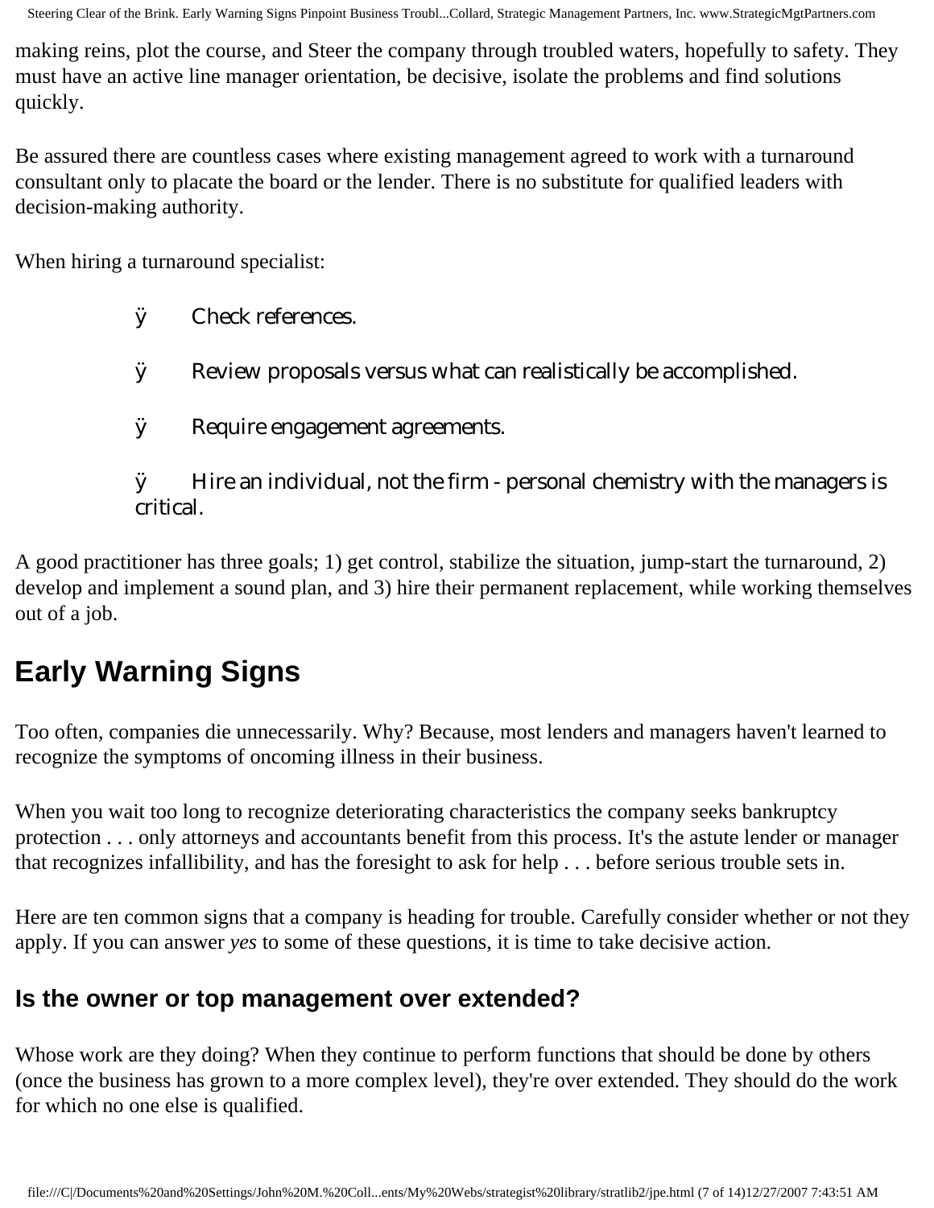making reins, plot the course, and Steer the company through troubled waters, hopefully to safety. They must have an active line manager orientation, be decisive, isolate the problems and find solutions quickly.

Be assured there are countless cases where existing management agreed to work with a turnaround consultant only to placate the board or the lender. There is no substitute for qualified leaders with decision-making authority.

When hiring a turnaround specialist:

- Check references.
- Review proposals versus what can realistically be accomplished.
- Require engagement agreements.
- Hire an individual, not the firm - personal chemistry with the managers is critical.

A good practitioner has three goals; 1) get control, stabilize the situation, jump-start the turnaround, 2) develop and implement a sound plan, and 3) hire their permanent replacement, while working themselves out of a job.

## Early Warning Signs

Too often, companies die unnecessarily. Why? Because, most lenders and managers haven't learned to recognize the symptoms of oncoming illness in their business.

When you wait too long to recognize deteriorating characteristics the company seeks bankruptcy protection . . . only attorneys and accountants benefit from this process. It's the astute lender or manager that recognizes infallibility, and has the foresight to ask for help . . . before serious trouble sets in.

Here are ten common signs that a company is heading for trouble. Carefully consider whether or not they apply. If you can answer *yes* to some of these questions, it is time to take decisive action.

### Is the owner or top management over extended?

Whose work are they doing? When they continue to perform functions that should be done by others (once the business has grown to a more complex level), they're over extended. They should do the work for which no one else is qualified.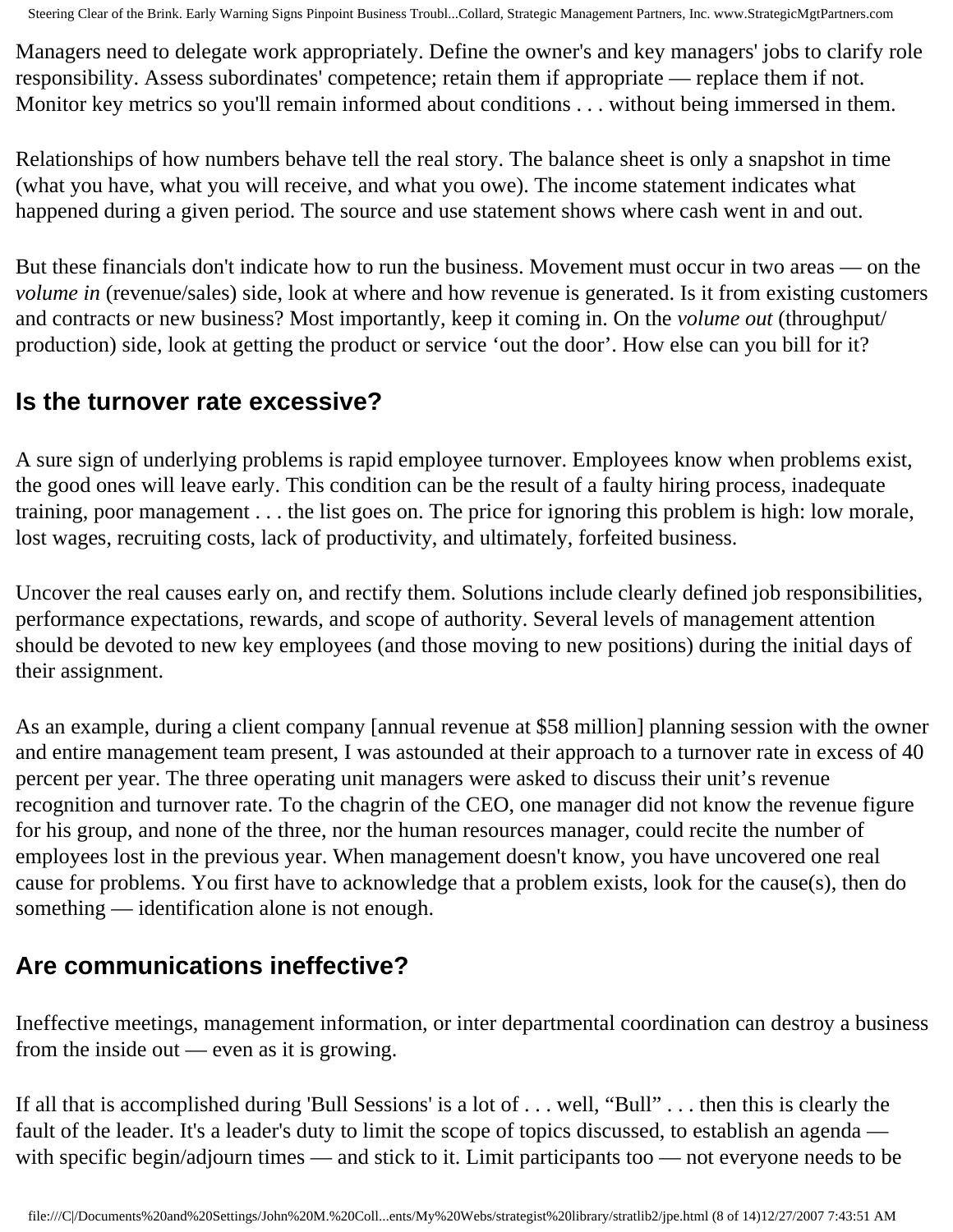Managers need to delegate work appropriately. Define the owner's and key managers' jobs to clarify role responsibility. Assess subordinates' competence; retain them if appropriate — replace them if not. Monitor key metrics so you'll remain informed about conditions . . . without being immersed in them.

Relationships of how numbers behave tell the real story. The balance sheet is only a snapshot in time (what you have, what you will receive, and what you owe). The income statement indicates what happened during a given period. The source and use statement shows where cash went in and out.

But these financials don't indicate how to run the business. Movement must occur in two areas — on the *volume in* (revenue/sales) side, look at where and how revenue is generated. Is it from existing customers and contracts or new business? Most importantly, keep it coming in. On the *volume out* (throughput/ production) side, look at getting the product or service 'out the door'. How else can you bill for it?

## Is the turnover rate excessive?

A sure sign of underlying problems is rapid employee turnover. Employees know when problems exist, the good ones will leave early. This condition can be the result of a faulty hiring process, inadequate training, poor management . . . the list goes on. The price for ignoring this problem is high: low morale, lost wages, recruiting costs, lack of productivity, and ultimately, forfeited business.

Uncover the real causes early on, and rectify them. Solutions include clearly defined job responsibilities, performance expectations, rewards, and scope of authority. Several levels of management attention should be devoted to new key employees (and those moving to new positions) during the initial days of their assignment.

As an example, during a client company [annual revenue at $58 million] planning session with the owner and entire management team present, I was astounded at their approach to a turnover rate in excess of 40 percent per year. The three operating unit managers were asked to discuss their unit's revenue recognition and turnover rate. To the chagrin of the CEO, one manager did not know the revenue figure for his group, and none of the three, nor the human resources manager, could recite the number of employees lost in the previous year. When management doesn't know, you have uncovered one real cause for problems. You first have to acknowledge that a problem exists, look for the cause(s), then do something — identification alone is not enough.

## Are communications ineffective?

Ineffective meetings, management information, or inter departmental coordination can destroy a business from the inside out — even as it is growing.

If all that is accomplished during 'Bull Sessions' is a lot of . . . well, "Bull" . . . then this is clearly the fault of the leader. It's a leader's duty to limit the scope of topics discussed, to establish an agenda — with specific begin/adjourn times — and stick to it. Limit participants too — not everyone needs to be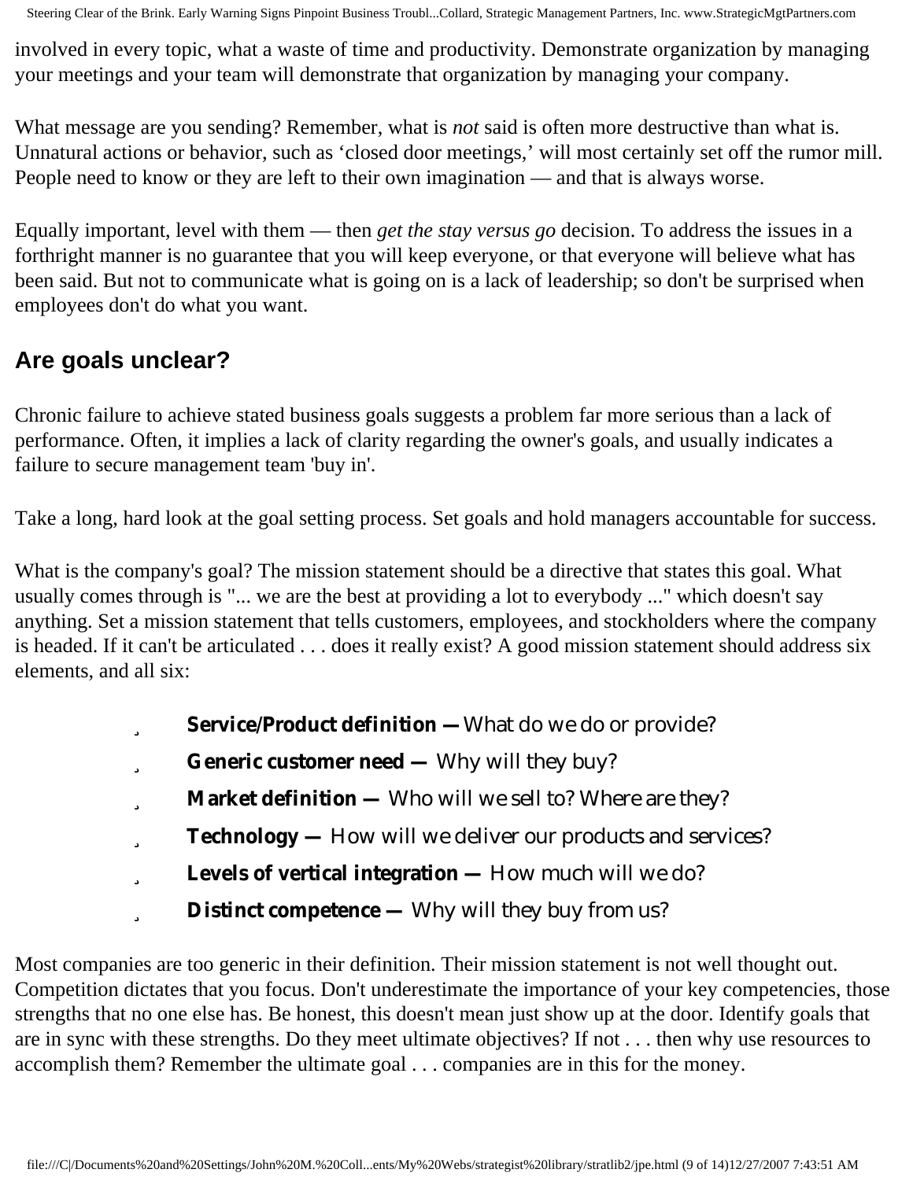involved in every topic, what a waste of time and productivity. Demonstrate organization by managing your meetings and your team will demonstrate that organization by managing your company.

What message are you sending? Remember, what is *not* said is often more destructive than what is. Unnatural actions or behavior, such as 'closed door meetings,' will most certainly set off the rumor mill. People need to know or they are left to their own imagination — and that is always worse.

Equally important, level with them — then *get the stay versus go* decision. To address the issues in a forthright manner is no guarantee that you will keep everyone, or that everyone will believe what has been said. But not to communicate what is going on is a lack of leadership; so don't be surprised when employees don't do what you want.

## Are goals unclear?

Chronic failure to achieve stated business goals suggests a problem far more serious than a lack of performance. Often, it implies a lack of clarity regarding the owner's goals, and usually indicates a failure to secure management team 'buy in'.

Take a long, hard look at the goal setting process. Set goals and hold managers accountable for success.

What is the company's goal? The mission statement should be a directive that states this goal. What usually comes through is "... we are the best at providing a lot to everybody ..." which doesn't say anything. Set a mission statement that tells customers, employees, and stockholders where the company is headed. If it can't be articulated . . . does it really exist? A good mission statement should address six elements, and all six:

- **Service/Product definition —** What do we do or provide?
- **Generic customer need —** Why will they buy?
- **Market definition —** Who will we sell to? Where are they?
- **Technology —** How will we deliver our products and services?
- **Levels of vertical integration —** How much will we do?
- **Distinct competence —** Why will they buy from us?

Most companies are too generic in their definition. Their mission statement is not well thought out. Competition dictates that you focus. Don't underestimate the importance of your key competencies, those strengths that no one else has. Be honest, this doesn't mean just show up at the door. Identify goals that are in sync with these strengths. Do they meet ultimate objectives? If not . . . then why use resources to accomplish them? Remember the ultimate goal . . . companies are in this for the money.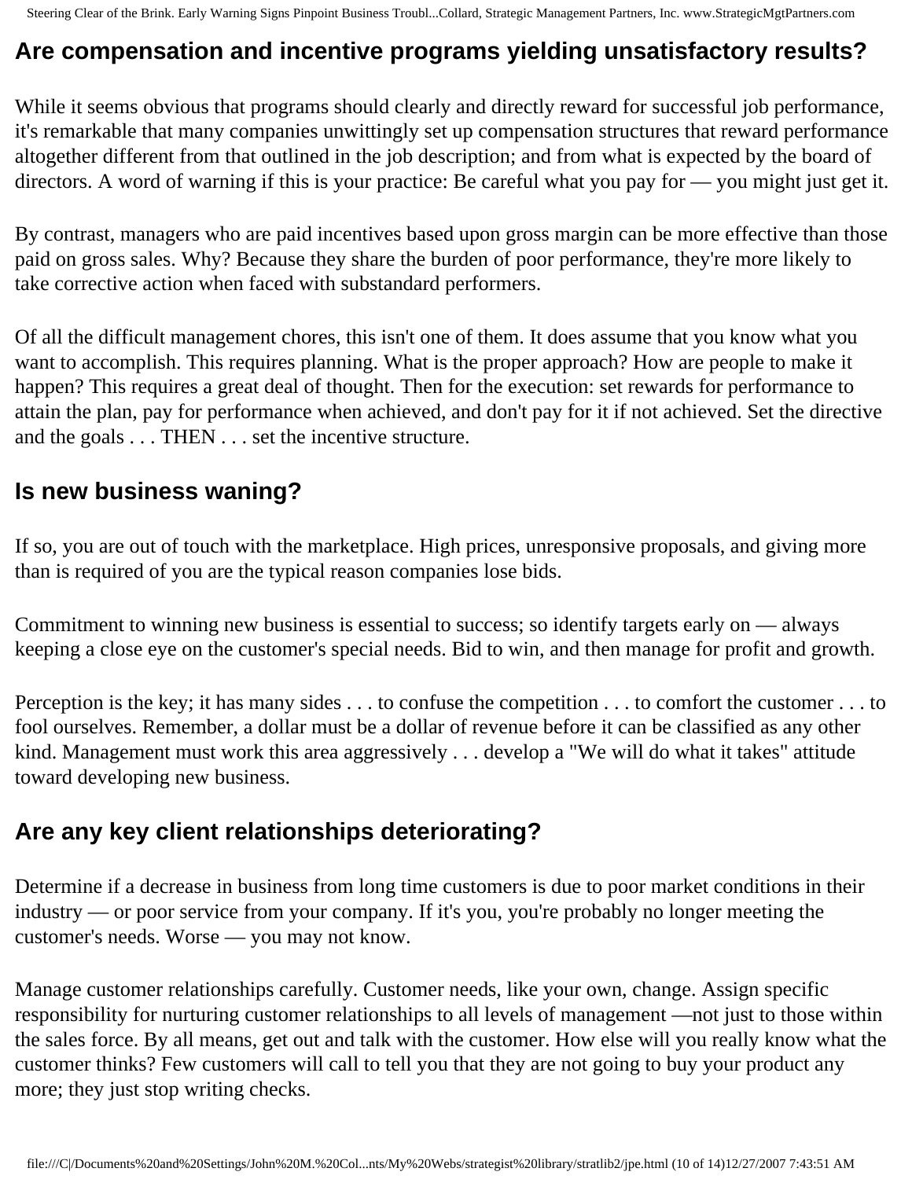## Are compensation and incentive programs yielding unsatisfactory results?

While it seems obvious that programs should clearly and directly reward for successful job performance, it's remarkable that many companies unwittingly set up compensation structures that reward performance altogether different from that outlined in the job description; and from what is expected by the board of directors. A word of warning if this is your practice: Be careful what you pay for — you might just get it.

By contrast, managers who are paid incentives based upon gross margin can be more effective than those paid on gross sales. Why? Because they share the burden of poor performance, they're more likely to take corrective action when faced with substandard performers.

Of all the difficult management chores, this isn't one of them. It does assume that you know what you want to accomplish. This requires planning. What is the proper approach? How are people to make it happen? This requires a great deal of thought. Then for the execution: set rewards for performance to attain the plan, pay for performance when achieved, and don't pay for it if not achieved. Set the directive and the goals . . . THEN . . . set the incentive structure.

## Is new business waning?

If so, you are out of touch with the marketplace. High prices, unresponsive proposals, and giving more than is required of you are the typical reason companies lose bids.

Commitment to winning new business is essential to success; so identify targets early on — always keeping a close eye on the customer's special needs. Bid to win, and then manage for profit and growth.

Perception is the key; it has many sides . . . to confuse the competition . . . to comfort the customer . . . to fool ourselves. Remember, a dollar must be a dollar of revenue before it can be classified as any other kind. Management must work this area aggressively . . . develop a "We will do what it takes" attitude toward developing new business.

## Are any key client relationships deteriorating?

Determine if a decrease in business from long time customers is due to poor market conditions in their industry — or poor service from your company. If it's you, you're probably no longer meeting the customer's needs. Worse — you may not know.

Manage customer relationships carefully. Customer needs, like your own, change. Assign specific responsibility for nurturing customer relationships to all levels of management —not just to those within the sales force. By all means, get out and talk with the customer. How else will you really know what the customer thinks? Few customers will call to tell you that they are not going to buy your product any more; they just stop writing checks.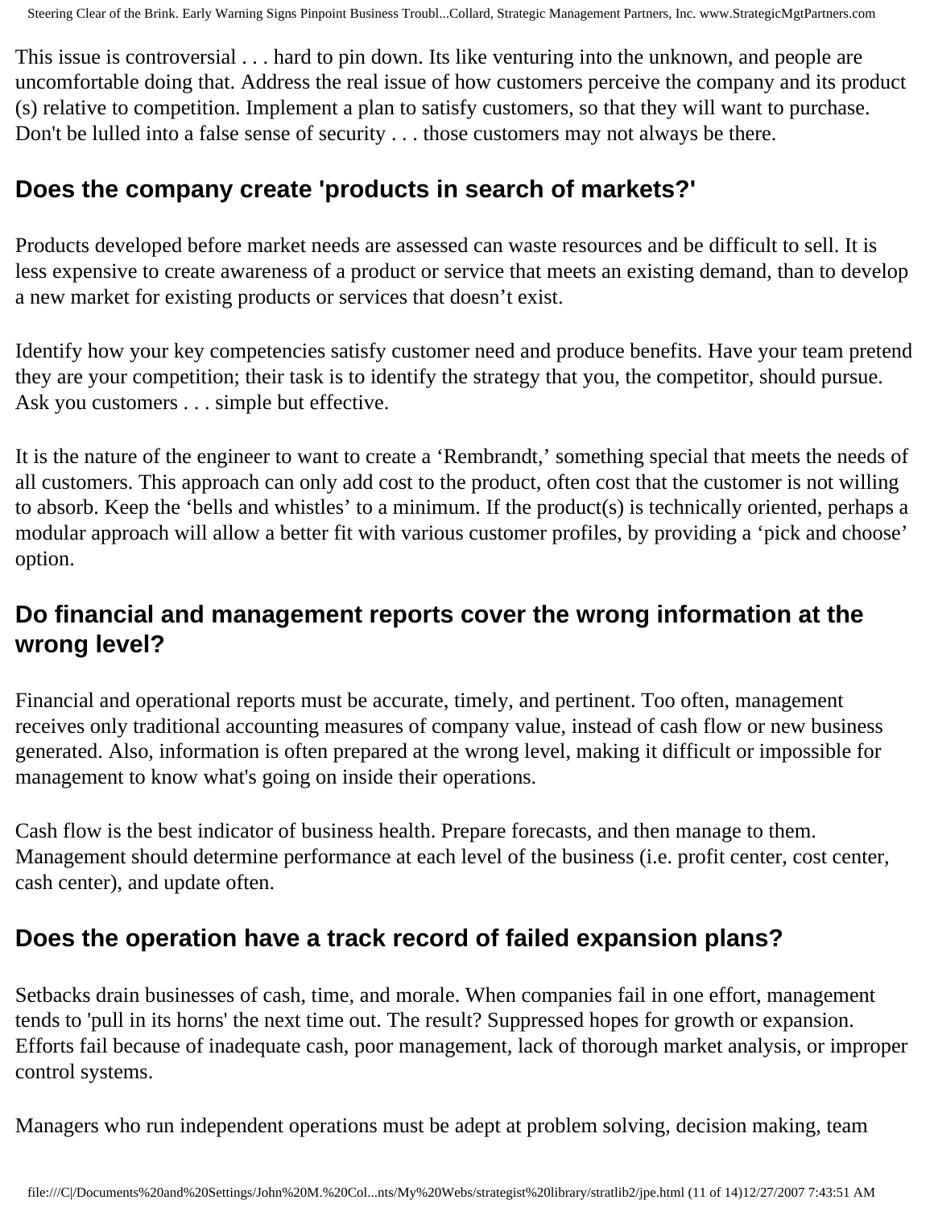This issue is controversial . . . hard to pin down. Its like venturing into the unknown, and people are uncomfortable doing that. Address the real issue of how customers perceive the company and its product (s) relative to competition. Implement a plan to satisfy customers, so that they will want to purchase. Don't be lulled into a false sense of security . . . those customers may not always be there.

## Does the company create 'products in search of markets?'

Products developed before market needs are assessed can waste resources and be difficult to sell. It is less expensive to create awareness of a product or service that meets an existing demand, than to develop a new market for existing products or services that doesn't exist.

Identify how your key competencies satisfy customer need and produce benefits. Have your team pretend they are your competition; their task is to identify the strategy that you, the competitor, should pursue. Ask you customers . . . simple but effective.

It is the nature of the engineer to want to create a 'Rembrandt,' something special that meets the needs of all customers. This approach can only add cost to the product, often cost that the customer is not willing to absorb. Keep the 'bells and whistles' to a minimum. If the product(s) is technically oriented, perhaps a modular approach will allow a better fit with various customer profiles, by providing a 'pick and choose' option.

## Do financial and management reports cover the wrong information at the wrong level?

Financial and operational reports must be accurate, timely, and pertinent. Too often, management receives only traditional accounting measures of company value, instead of cash flow or new business generated. Also, information is often prepared at the wrong level, making it difficult or impossible for management to know what's going on inside their operations.

Cash flow is the best indicator of business health. Prepare forecasts, and then manage to them. Management should determine performance at each level of the business (i.e. profit center, cost center, cash center), and update often.

## Does the operation have a track record of failed expansion plans?

Setbacks drain businesses of cash, time, and morale. When companies fail in one effort, management tends to 'pull in its horns' the next time out. The result? Suppressed hopes for growth or expansion. Efforts fail because of inadequate cash, poor management, lack of thorough market analysis, or improper control systems.

Managers who run independent operations must be adept at problem solving, decision making, team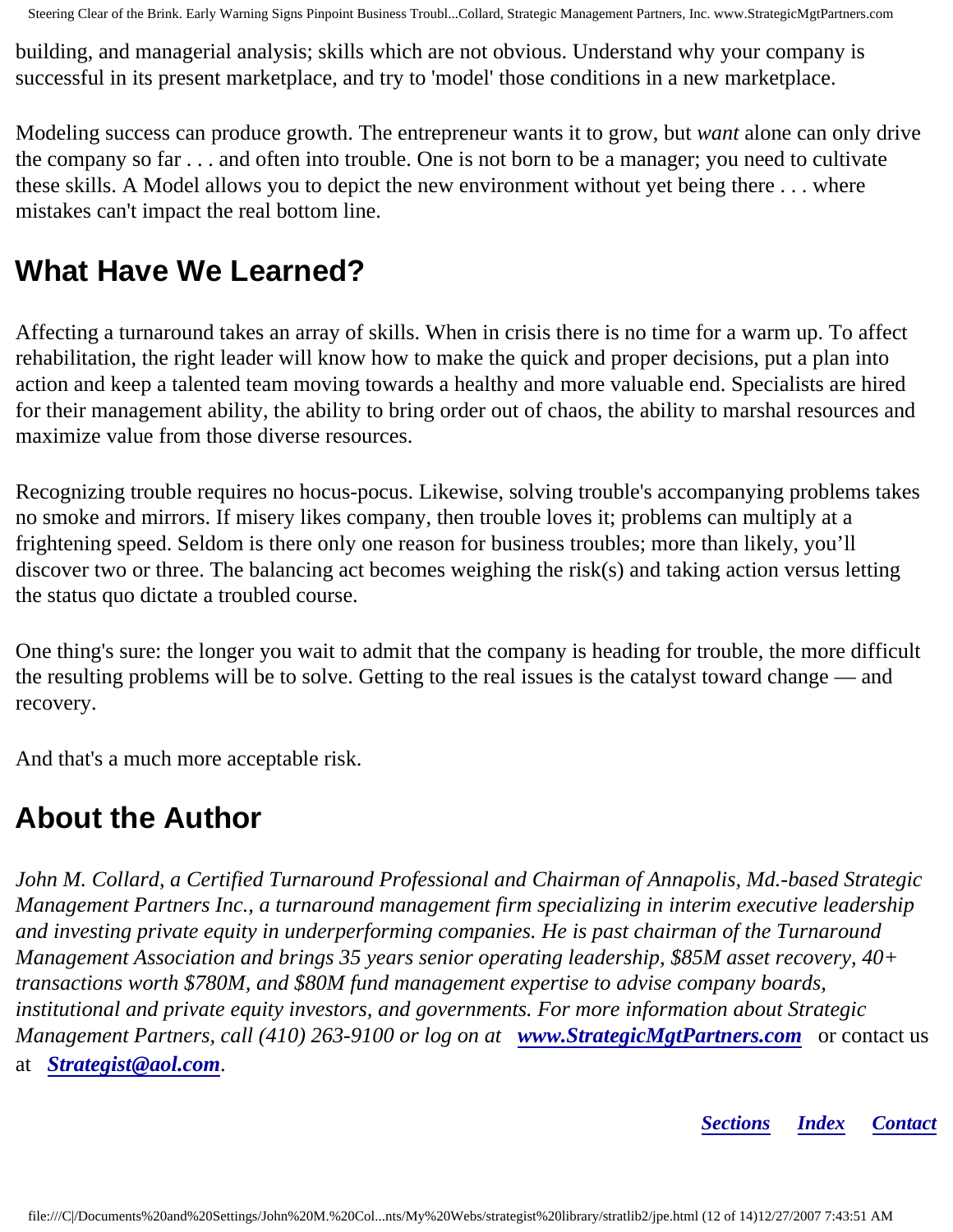building, and managerial analysis; skills which are not obvious. Understand why your company is successful in its present marketplace, and try to 'model' those conditions in a new marketplace.

Modeling success can produce growth. The entrepreneur wants it to grow, but *want* alone can only drive the company so far . . . and often into trouble. One is not born to be a manager; you need to cultivate these skills. A Model allows you to depict the new environment without yet being there . . . where mistakes can't impact the real bottom line.

## What Have We Learned?

Affecting a turnaround takes an array of skills. When in crisis there is no time for a warm up. To affect rehabilitation, the right leader will know how to make the quick and proper decisions, put a plan into action and keep a talented team moving towards a healthy and more valuable end. Specialists are hired for their management ability, the ability to bring order out of chaos, the ability to marshal resources and maximize value from those diverse resources.

Recognizing trouble requires no hocus-pocus. Likewise, solving trouble's accompanying problems takes no smoke and mirrors. If misery likes company, then trouble loves it; problems can multiply at a frightening speed. Seldom is there only one reason for business troubles; more than likely, you'll discover two or three. The balancing act becomes weighing the risk(s) and taking action versus letting the status quo dictate a troubled course.

One thing's sure: the longer you wait to admit that the company is heading for trouble, the more difficult the resulting problems will be to solve. Getting to the real issues is the catalyst toward change — and recovery.

And that's a much more acceptable risk.

## About the Author

*John M. Collard, a Certified Turnaround Professional and Chairman of Annapolis, Md.-based Strategic Management Partners Inc., a turnaround management firm specializing in interim executive leadership and investing private equity in underperforming companies. He is past chairman of the Turnaround Management Association and brings 35 years senior operating leadership, $85M asset recovery, 40+ transactions worth $780M, and $80M fund management expertise to advise company boards, institutional and private equity investors, and governments. For more information about Strategic Management Partners, call (410) 263-9100 or log on at* ***www.StrategicMgtPartners.com*** or contact us at ***Strategist@aol.com***.

***Sections*** ***Index*** ***Contact***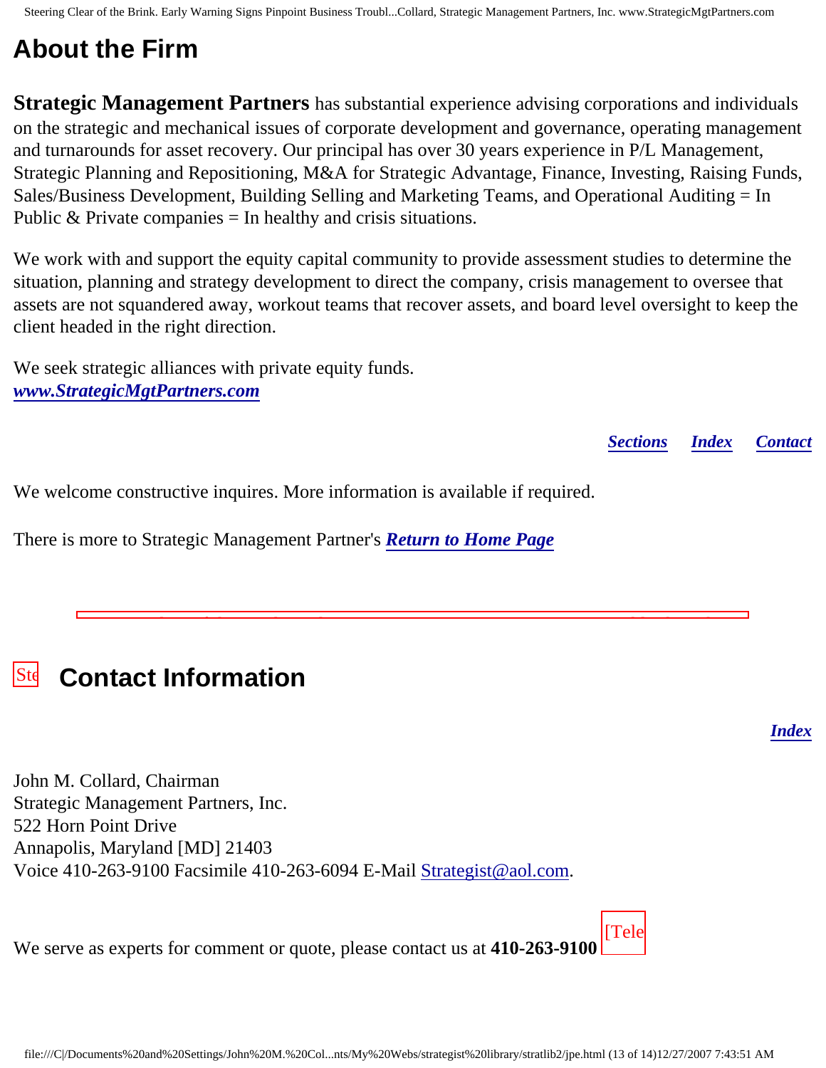# About the Firm

**Strategic Management Partners** has substantial experience advising corporations and individuals on the strategic and mechanical issues of corporate development and governance, operating management and turnarounds for asset recovery. Our principal has over 30 years experience in P/L Management, Strategic Planning and Repositioning, M&A for Strategic Advantage, Finance, Investing, Raising Funds, Sales/Business Development, Building Selling and Marketing Teams, and Operational Auditing = In Public & Private companies = In healthy and crisis situations.

We work with and support the equity capital community to provide assessment studies to determine the situation, planning and strategy development to direct the company, crisis management to oversee that assets are not squandered away, workout teams that recover assets, and board level oversight to keep the client headed in the right direction.

We seek strategic alliances with private equity funds.
***www.StrategicMgtPartners.com***

***Sections*** ***Index*** ***Contact***

We welcome constructive inquires. More information is available if required.

There is more to Strategic Management Partner's ***Return to Home Page***

# Contact Information

***Index***

John M. Collard, Chairman
Strategic Management Partners, Inc.
522 Horn Point Drive
Annapolis, Maryland [MD] 21403
Voice 410-263-9100 Facsimile 410-263-6094 E-Mail Strategist@aol.com.

We serve as experts for comment or quote, please contact us at **410-263-9100**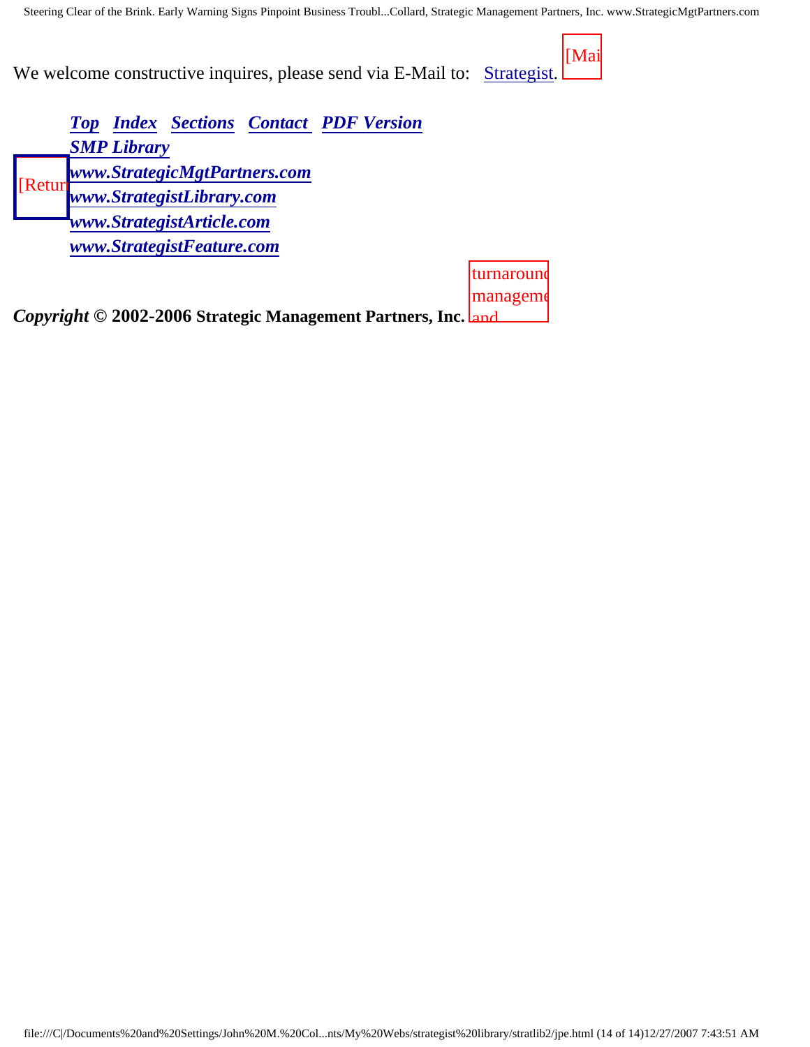We welcome constructive inquires, please send via E-Mail to: [Strategist](). [Mai

***[Top]()*** ***[Index]()*** ***[Sections]()*** ***[Contact]()*** ***[PDF Version]()***
***[SMP Library]()***
[Retur ***[www.StrategicMgtPartners.com]()***
***[www.StrategistLibrary.com]()***
***[www.StrategistArticle.com]()***
***[www.StrategistFeature.com]()***

***Copyright*** **© 2002-2006 Strategic Management Partners, Inc.** turnaround manageme and